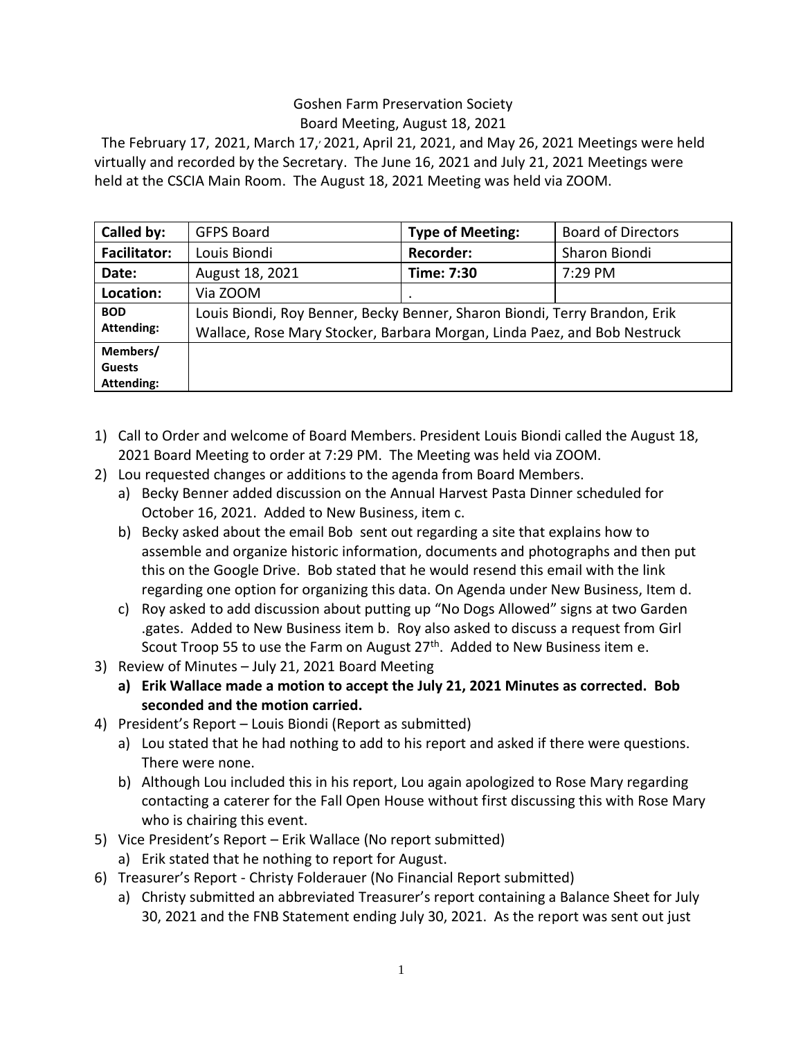Goshen Farm Preservation Society

Board Meeting, August 18, 2021

The February 17, 2021, March 17, 2021, April 21, 2021, and May 26, 2021 Meetings were held virtually and recorded by the Secretary. The June 16, 2021 and July 21, 2021 Meetings were held at the CSCIA Main Room. The August 18, 2021 Meeting was held via ZOOM.

| **Called by:** | GFPS Board | **Type of Meeting:** | Board of Directors |
|---|---|---|---|
| **Facilitator:** | Louis Biondi | **Recorder:** | Sharon Biondi |
| **Date:** | August 18, 2021 | **Time: 7:30** | 7:29 PM |
| **Location:** | Via ZOOM | . | |
| **BOD Attending:** | Louis Biondi, Roy Benner, Becky Benner, Sharon Biondi, Terry Brandon, Erik Wallace, Rose Mary Stocker, Barbara Morgan, Linda Paez, and Bob Nestruck | | |
| **Members/ Guests Attending:** | | | |

1) Call to Order and welcome of Board Members. President Louis Biondi called the August 18, 2021 Board Meeting to order at 7:29 PM. The Meeting was held via ZOOM.
2) Lou requested changes or additions to the agenda from Board Members.
   a) Becky Benner added discussion on the Annual Harvest Pasta Dinner scheduled for October 16, 2021. Added to New Business, item c.
   b) Becky asked about the email Bob sent out regarding a site that explains how to assemble and organize historic information, documents and photographs and then put this on the Google Drive. Bob stated that he would resend this email with the link regarding one option for organizing this data. On Agenda under New Business, Item d.
   c) Roy asked to add discussion about putting up "No Dogs Allowed" signs at two Garden .gates. Added to New Business item b. Roy also asked to discuss a request from Girl Scout Troop 55 to use the Farm on August 27th. Added to New Business item e.
3) Review of Minutes – July 21, 2021 Board Meeting
   a) **Erik Wallace made a motion to accept the July 21, 2021 Minutes as corrected. Bob seconded and the motion carried.**
4) President's Report – Louis Biondi (Report as submitted)
   a) Lou stated that he had nothing to add to his report and asked if there were questions. There were none.
   b) Although Lou included this in his report, Lou again apologized to Rose Mary regarding contacting a caterer for the Fall Open House without first discussing this with Rose Mary who is chairing this event.
5) Vice President's Report – Erik Wallace (No report submitted)
   a) Erik stated that he nothing to report for August.
6) Treasurer's Report - Christy Folderauer (No Financial Report submitted)
   a) Christy submitted an abbreviated Treasurer's report containing a Balance Sheet for July 30, 2021 and the FNB Statement ending July 30, 2021. As the report was sent out just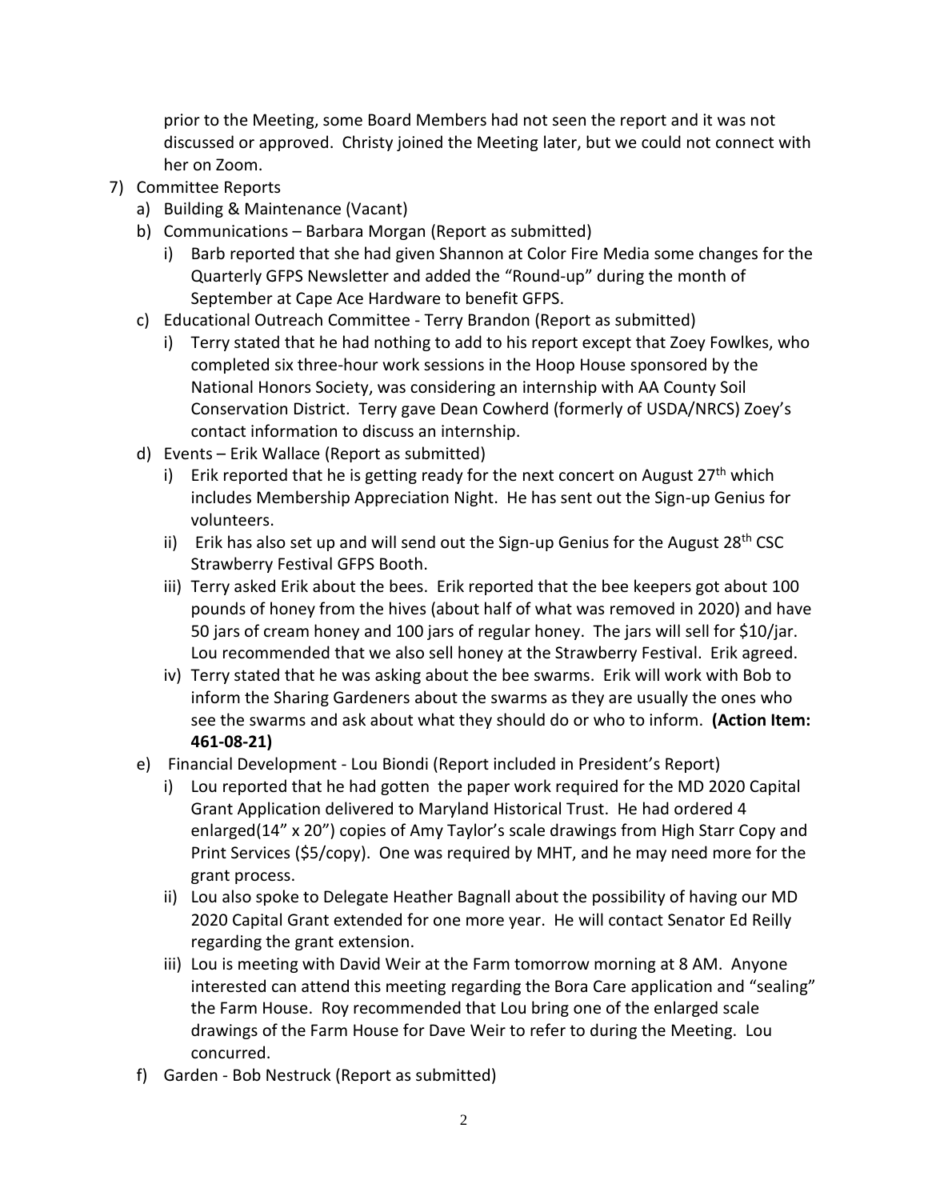prior to the Meeting, some Board Members had not seen the report and it was not discussed or approved. Christy joined the Meeting later, but we could not connect with her on Zoom.

7) Committee Reports
   a) Building & Maintenance (Vacant)
   b) Communications – Barbara Morgan (Report as submitted)
      i) Barb reported that she had given Shannon at Color Fire Media some changes for the Quarterly GFPS Newsletter and added the "Round-up" during the month of September at Cape Ace Hardware to benefit GFPS.
   c) Educational Outreach Committee - Terry Brandon (Report as submitted)
      i) Terry stated that he had nothing to add to his report except that Zoey Fowlkes, who completed six three-hour work sessions in the Hoop House sponsored by the National Honors Society, was considering an internship with AA County Soil Conservation District. Terry gave Dean Cowherd (formerly of USDA/NRCS) Zoey's contact information to discuss an internship.
   d) Events – Erik Wallace (Report as submitted)
      i) Erik reported that he is getting ready for the next concert on August 27th which includes Membership Appreciation Night. He has sent out the Sign-up Genius for volunteers.
      ii) Erik has also set up and will send out the Sign-up Genius for the August 28th CSC Strawberry Festival GFPS Booth.
      iii) Terry asked Erik about the bees. Erik reported that the bee keepers got about 100 pounds of honey from the hives (about half of what was removed in 2020) and have 50 jars of cream honey and 100 jars of regular honey. The jars will sell for $10/jar. Lou recommended that we also sell honey at the Strawberry Festival. Erik agreed.
      iv) Terry stated that he was asking about the bee swarms. Erik will work with Bob to inform the Sharing Gardeners about the swarms as they are usually the ones who see the swarms and ask about what they should do or who to inform. **(Action Item: 461-08-21)**
   e) Financial Development - Lou Biondi (Report included in President's Report)
      i) Lou reported that he had gotten the paper work required for the MD 2020 Capital Grant Application delivered to Maryland Historical Trust. He had ordered 4 enlarged(14" x 20") copies of Amy Taylor's scale drawings from High Starr Copy and Print Services ($5/copy). One was required by MHT, and he may need more for the grant process.
      ii) Lou also spoke to Delegate Heather Bagnall about the possibility of having our MD 2020 Capital Grant extended for one more year. He will contact Senator Ed Reilly regarding the grant extension.
      iii) Lou is meeting with David Weir at the Farm tomorrow morning at 8 AM. Anyone interested can attend this meeting regarding the Bora Care application and "sealing" the Farm House. Roy recommended that Lou bring one of the enlarged scale drawings of the Farm House for Dave Weir to refer to during the Meeting. Lou concurred.
   f) Garden - Bob Nestruck (Report as submitted)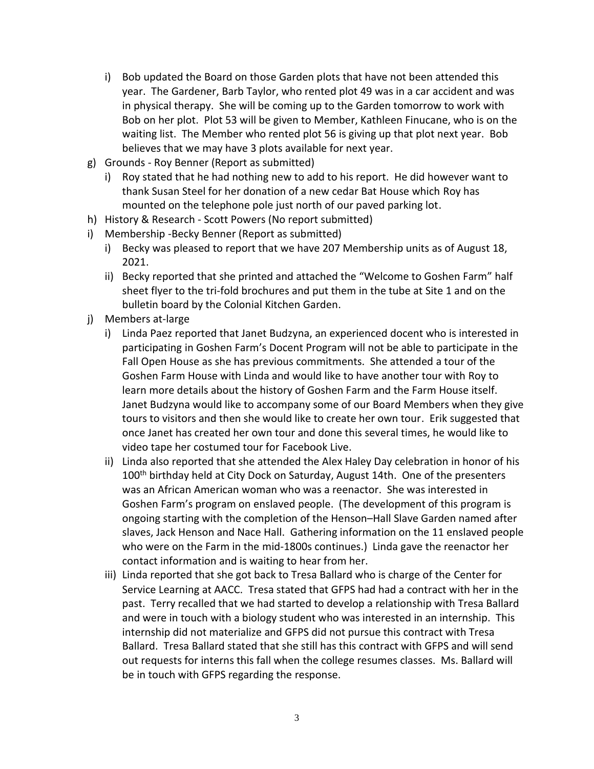i) Bob updated the Board on those Garden plots that have not been attended this year. The Gardener, Barb Taylor, who rented plot 49 was in a car accident and was in physical therapy. She will be coming up to the Garden tomorrow to work with Bob on her plot. Plot 53 will be given to Member, Kathleen Finucane, who is on the waiting list. The Member who rented plot 56 is giving up that plot next year. Bob believes that we may have 3 plots available for next year.

g) Grounds - Roy Benner (Report as submitted)
   i) Roy stated that he had nothing new to add to his report. He did however want to thank Susan Steel for her donation of a new cedar Bat House which Roy has mounted on the telephone pole just north of our paved parking lot.

h) History & Research - Scott Powers (No report submitted)

i) Membership -Becky Benner (Report as submitted)
   i) Becky was pleased to report that we have 207 Membership units as of August 18, 2021.
   ii) Becky reported that she printed and attached the "Welcome to Goshen Farm" half sheet flyer to the tri-fold brochures and put them in the tube at Site 1 and on the bulletin board by the Colonial Kitchen Garden.

j) Members at-large
   i) Linda Paez reported that Janet Budzyna, an experienced docent who is interested in participating in Goshen Farm's Docent Program will not be able to participate in the Fall Open House as she has previous commitments. She attended a tour of the Goshen Farm House with Linda and would like to have another tour with Roy to learn more details about the history of Goshen Farm and the Farm House itself. Janet Budzyna would like to accompany some of our Board Members when they give tours to visitors and then she would like to create her own tour. Erik suggested that once Janet has created her own tour and done this several times, he would like to video tape her costumed tour for Facebook Live.
   ii) Linda also reported that she attended the Alex Haley Day celebration in honor of his 100th birthday held at City Dock on Saturday, August 14th. One of the presenters was an African American woman who was a reenactor. She was interested in Goshen Farm's program on enslaved people. (The development of this program is ongoing starting with the completion of the Henson–Hall Slave Garden named after slaves, Jack Henson and Nace Hall. Gathering information on the 11 enslaved people who were on the Farm in the mid-1800s continues.) Linda gave the reenactor her contact information and is waiting to hear from her.
   iii) Linda reported that she got back to Tresa Ballard who is charge of the Center for Service Learning at AACC. Tresa stated that GFPS had had a contract with her in the past. Terry recalled that we had started to develop a relationship with Tresa Ballard and were in touch with a biology student who was interested in an internship. This internship did not materialize and GFPS did not pursue this contract with Tresa Ballard. Tresa Ballard stated that she still has this contract with GFPS and will send out requests for interns this fall when the college resumes classes. Ms. Ballard will be in touch with GFPS regarding the response.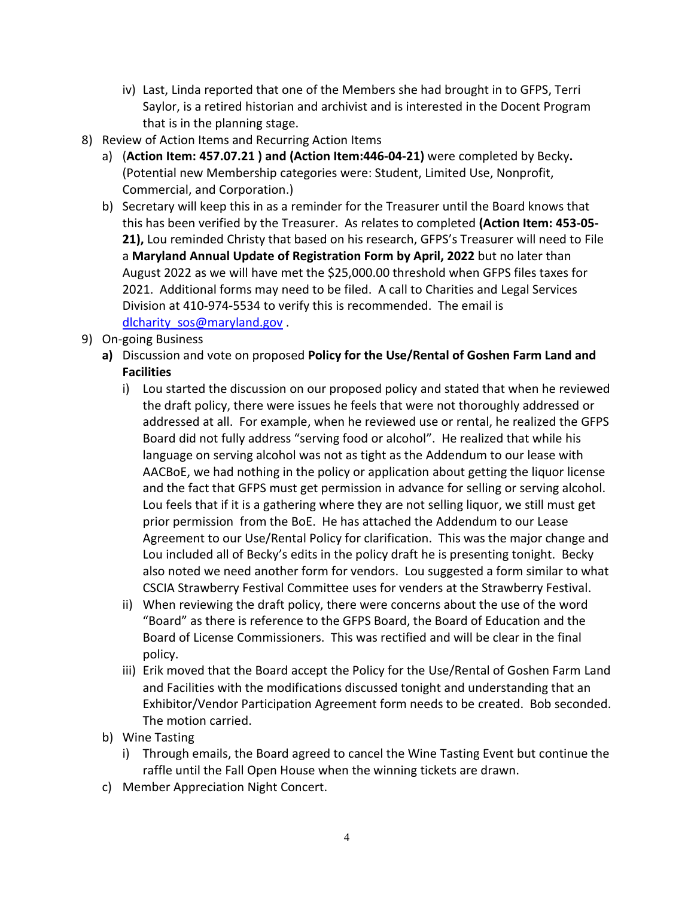- iv) Last, Linda reported that one of the Members she had brought in to GFPS, Terri Saylor, is a retired historian and archivist and is interested in the Docent Program that is in the planning stage.

8) Review of Action Items and Recurring Action Items
   - a) (**Action Item: 457.07.21 ) and (Action Item:446-04-21)** were completed by Becky**.** (Potential new Membership categories were: Student, Limited Use, Nonprofit, Commercial, and Corporation.)
   - b) Secretary will keep this in as a reminder for the Treasurer until the Board knows that this has been verified by the Treasurer. As relates to completed **(Action Item: 453-05-21),** Lou reminded Christy that based on his research, GFPS's Treasurer will need to File a **Maryland Annual Update of Registration Form by April, 2022** but no later than August 2022 as we will have met the $25,000.00 threshold when GFPS files taxes for 2021. Additional forms may need to be filed. A call to Charities and Legal Services Division at 410-974-5534 to verify this is recommended. The email is dlcharity_sos@maryland.gov .

9) On-going Business
   - **a)** Discussion and vote on proposed **Policy for the Use/Rental of Goshen Farm Land and Facilities**
     - i) Lou started the discussion on our proposed policy and stated that when he reviewed the draft policy, there were issues he feels that were not thoroughly addressed or addressed at all. For example, when he reviewed use or rental, he realized the GFPS Board did not fully address "serving food or alcohol". He realized that while his language on serving alcohol was not as tight as the Addendum to our lease with AACBoE, we had nothing in the policy or application about getting the liquor license and the fact that GFPS must get permission in advance for selling or serving alcohol. Lou feels that if it is a gathering where they are not selling liquor, we still must get prior permission from the BoE. He has attached the Addendum to our Lease Agreement to our Use/Rental Policy for clarification. This was the major change and Lou included all of Becky's edits in the policy draft he is presenting tonight. Becky also noted we need another form for vendors. Lou suggested a form similar to what CSCIA Strawberry Festival Committee uses for venders at the Strawberry Festival.
     - ii) When reviewing the draft policy, there were concerns about the use of the word "Board" as there is reference to the GFPS Board, the Board of Education and the Board of License Commissioners. This was rectified and will be clear in the final policy.
     - iii) Erik moved that the Board accept the Policy for the Use/Rental of Goshen Farm Land and Facilities with the modifications discussed tonight and understanding that an Exhibitor/Vendor Participation Agreement form needs to be created. Bob seconded. The motion carried.
   - b) Wine Tasting
     - i) Through emails, the Board agreed to cancel the Wine Tasting Event but continue the raffle until the Fall Open House when the winning tickets are drawn.
   - c) Member Appreciation Night Concert.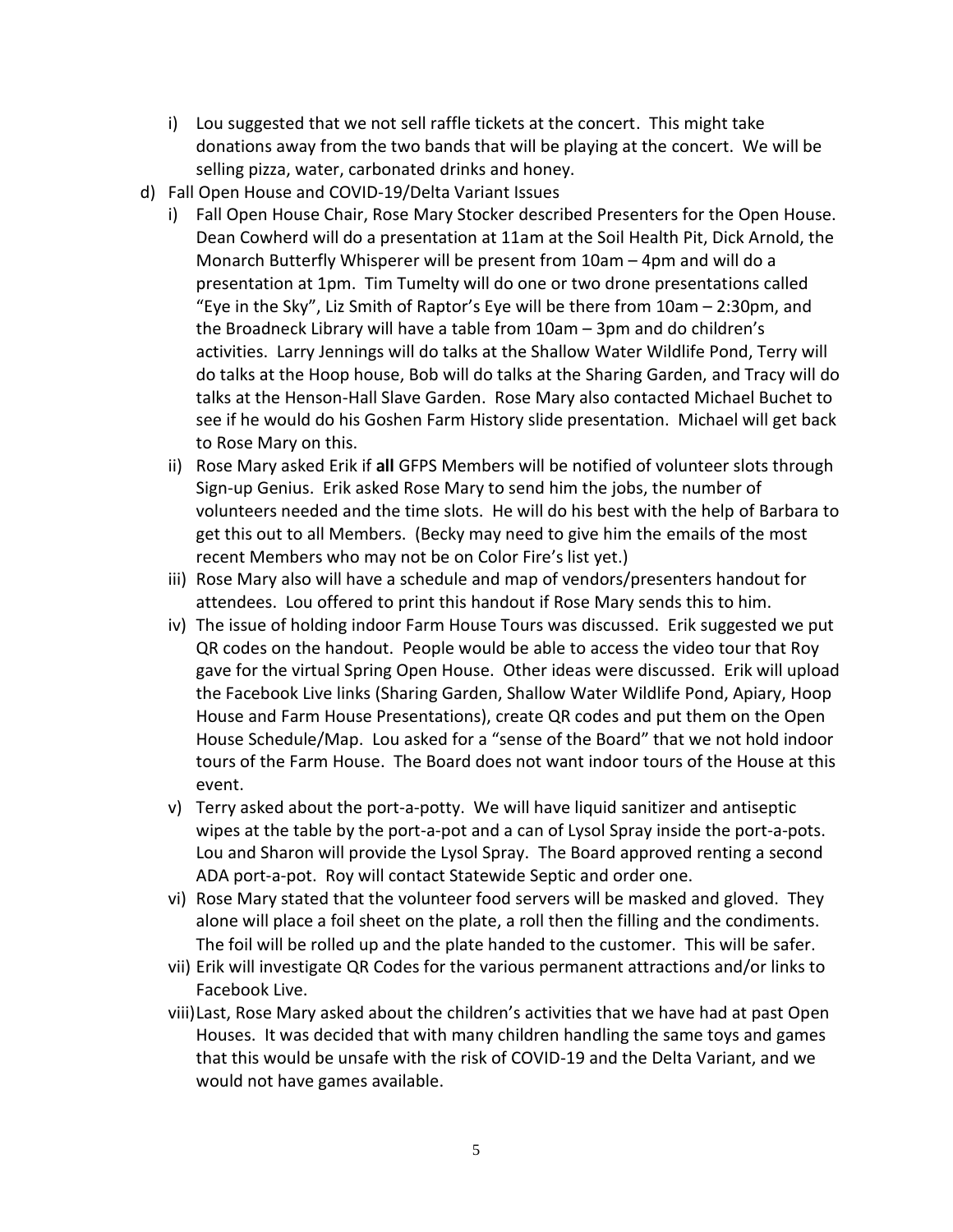i) Lou suggested that we not sell raffle tickets at the concert. This might take donations away from the two bands that will be playing at the concert. We will be selling pizza, water, carbonated drinks and honey.

d) Fall Open House and COVID-19/Delta Variant Issues

   i) Fall Open House Chair, Rose Mary Stocker described Presenters for the Open House. Dean Cowherd will do a presentation at 11am at the Soil Health Pit, Dick Arnold, the Monarch Butterfly Whisperer will be present from 10am – 4pm and will do a presentation at 1pm. Tim Tumelty will do one or two drone presentations called "Eye in the Sky", Liz Smith of Raptor's Eye will be there from 10am – 2:30pm, and the Broadneck Library will have a table from 10am – 3pm and do children's activities. Larry Jennings will do talks at the Shallow Water Wildlife Pond, Terry will do talks at the Hoop house, Bob will do talks at the Sharing Garden, and Tracy will do talks at the Henson-Hall Slave Garden. Rose Mary also contacted Michael Buchet to see if he would do his Goshen Farm History slide presentation. Michael will get back to Rose Mary on this.

   ii) Rose Mary asked Erik if **all** GFPS Members will be notified of volunteer slots through Sign-up Genius. Erik asked Rose Mary to send him the jobs, the number of volunteers needed and the time slots. He will do his best with the help of Barbara to get this out to all Members. (Becky may need to give him the emails of the most recent Members who may not be on Color Fire's list yet.)

   iii) Rose Mary also will have a schedule and map of vendors/presenters handout for attendees. Lou offered to print this handout if Rose Mary sends this to him.

   iv) The issue of holding indoor Farm House Tours was discussed. Erik suggested we put QR codes on the handout. People would be able to access the video tour that Roy gave for the virtual Spring Open House. Other ideas were discussed. Erik will upload the Facebook Live links (Sharing Garden, Shallow Water Wildlife Pond, Apiary, Hoop House and Farm House Presentations), create QR codes and put them on the Open House Schedule/Map. Lou asked for a "sense of the Board" that we not hold indoor tours of the Farm House. The Board does not want indoor tours of the House at this event.

   v) Terry asked about the port-a-potty. We will have liquid sanitizer and antiseptic wipes at the table by the port-a-pot and a can of Lysol Spray inside the port-a-pots. Lou and Sharon will provide the Lysol Spray. The Board approved renting a second ADA port-a-pot. Roy will contact Statewide Septic and order one.

   vi) Rose Mary stated that the volunteer food servers will be masked and gloved. They alone will place a foil sheet on the plate, a roll then the filling and the condiments. The foil will be rolled up and the plate handed to the customer. This will be safer.

   vii) Erik will investigate QR Codes for the various permanent attractions and/or links to Facebook Live.

   viii) Last, Rose Mary asked about the children's activities that we have had at past Open Houses. It was decided that with many children handling the same toys and games that this would be unsafe with the risk of COVID-19 and the Delta Variant, and we would not have games available.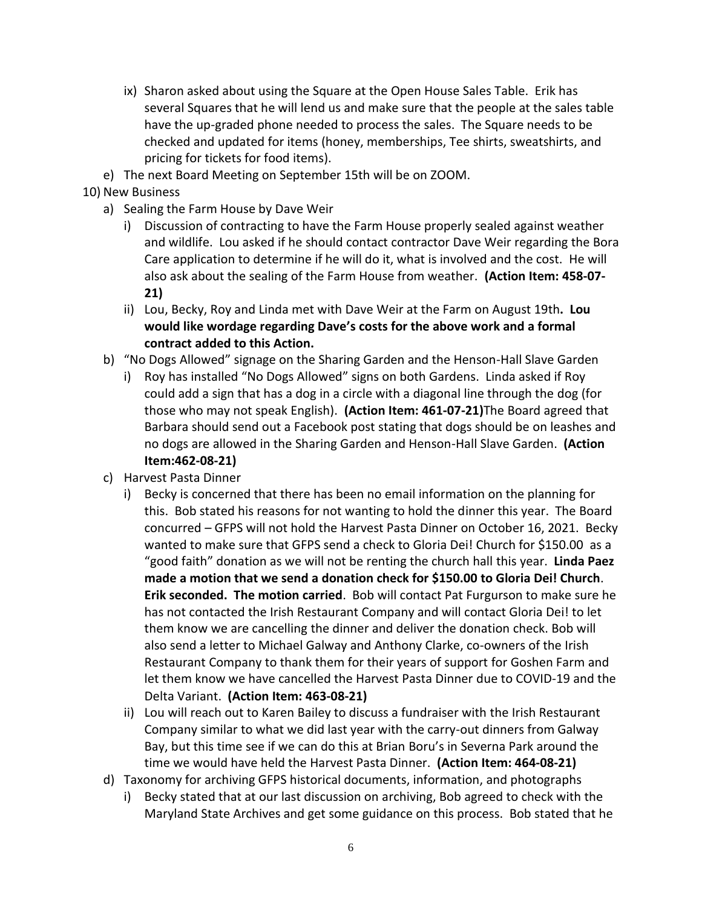- ix) Sharon asked about using the Square at the Open House Sales Table. Erik has several Squares that he will lend us and make sure that the people at the sales table have the up-graded phone needed to process the sales. The Square needs to be checked and updated for items (honey, memberships, Tee shirts, sweatshirts, and pricing for tickets for food items).

- e) The next Board Meeting on September 15th will be on ZOOM.

10) New Business

- a) Sealing the Farm House by Dave Weir
  - i) Discussion of contracting to have the Farm House properly sealed against weather and wildlife. Lou asked if he should contact contractor Dave Weir regarding the Bora Care application to determine if he will do it, what is involved and the cost. He will also ask about the sealing of the Farm House from weather. **(Action Item: 458-07-21)**
  - ii) Lou, Becky, Roy and Linda met with Dave Weir at the Farm on August 19th**. Lou would like wordage regarding Dave's costs for the above work and a formal contract added to this Action.**
- b) "No Dogs Allowed" signage on the Sharing Garden and the Henson-Hall Slave Garden
  - i) Roy has installed "No Dogs Allowed" signs on both Gardens. Linda asked if Roy could add a sign that has a dog in a circle with a diagonal line through the dog (for those who may not speak English). **(Action Item: 461-07-21)**The Board agreed that Barbara should send out a Facebook post stating that dogs should be on leashes and no dogs are allowed in the Sharing Garden and Henson-Hall Slave Garden. **(Action Item:462-08-21)**
- c) Harvest Pasta Dinner
  - i) Becky is concerned that there has been no email information on the planning for this. Bob stated his reasons for not wanting to hold the dinner this year. The Board concurred – GFPS will not hold the Harvest Pasta Dinner on October 16, 2021. Becky wanted to make sure that GFPS send a check to Gloria Dei! Church for $150.00 as a "good faith" donation as we will not be renting the church hall this year. **Linda Paez made a motion that we send a donation check for $150.00 to Gloria Dei! Church**. **Erik seconded. The motion carried**. Bob will contact Pat Furgurson to make sure he has not contacted the Irish Restaurant Company and will contact Gloria Dei! to let them know we are cancelling the dinner and deliver the donation check. Bob will also send a letter to Michael Galway and Anthony Clarke, co-owners of the Irish Restaurant Company to thank them for their years of support for Goshen Farm and let them know we have cancelled the Harvest Pasta Dinner due to COVID-19 and the Delta Variant. **(Action Item: 463-08-21)**
  - ii) Lou will reach out to Karen Bailey to discuss a fundraiser with the Irish Restaurant Company similar to what we did last year with the carry-out dinners from Galway Bay, but this time see if we can do this at Brian Boru's in Severna Park around the time we would have held the Harvest Pasta Dinner. **(Action Item: 464-08-21)**
- d) Taxonomy for archiving GFPS historical documents, information, and photographs
  - i) Becky stated that at our last discussion on archiving, Bob agreed to check with the Maryland State Archives and get some guidance on this process. Bob stated that he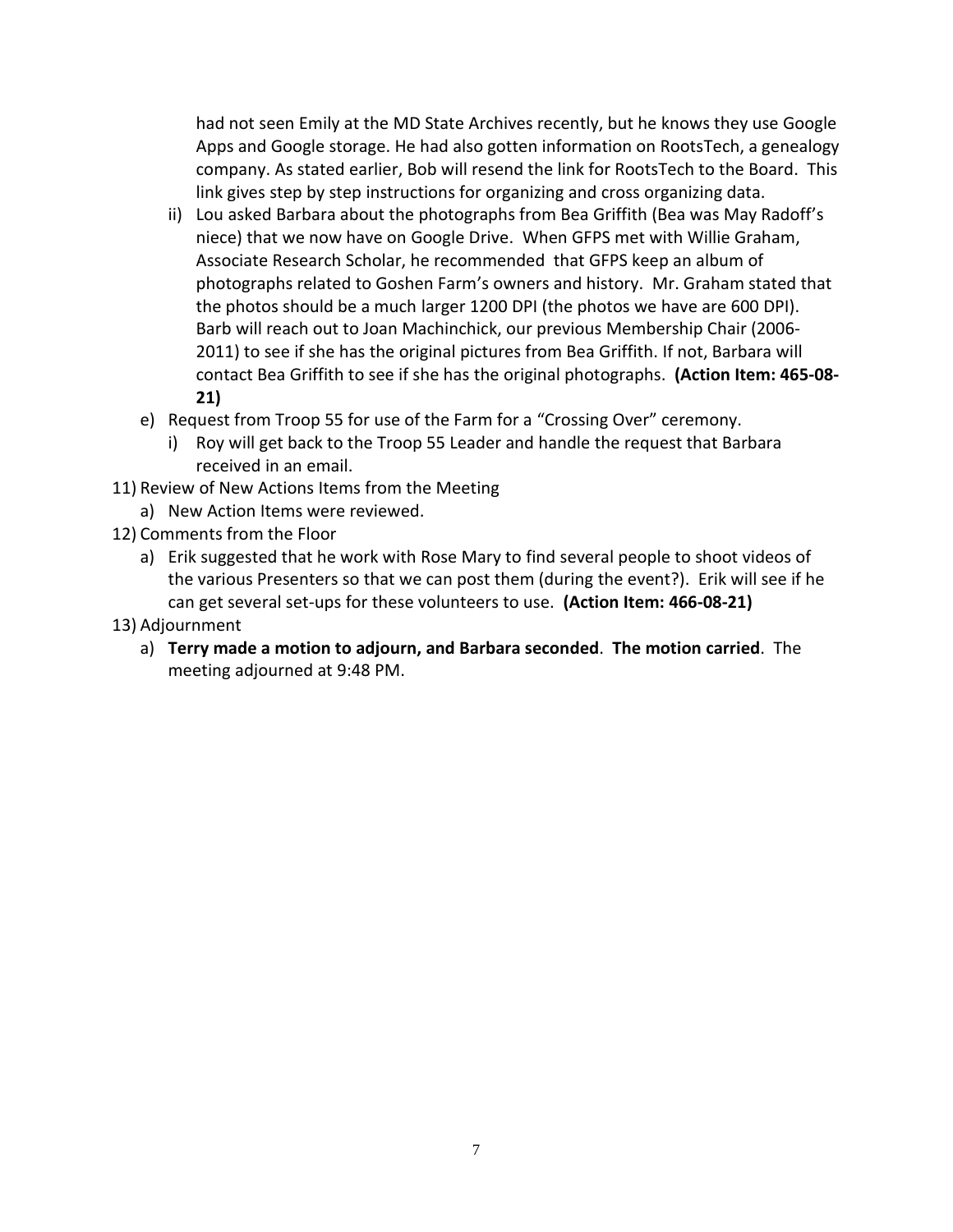had not seen Emily at the MD State Archives recently, but he knows they use Google Apps and Google storage. He had also gotten information on RootsTech, a genealogy company. As stated earlier, Bob will resend the link for RootsTech to the Board. This link gives step by step instructions for organizing and cross organizing data.

ii) Lou asked Barbara about the photographs from Bea Griffith (Bea was May Radoff's niece) that we now have on Google Drive. When GFPS met with Willie Graham, Associate Research Scholar, he recommended that GFPS keep an album of photographs related to Goshen Farm's owners and history. Mr. Graham stated that the photos should be a much larger 1200 DPI (the photos we have are 600 DPI). Barb will reach out to Joan Machinchick, our previous Membership Chair (2006-2011) to see if she has the original pictures from Bea Griffith. If not, Barbara will contact Bea Griffith to see if she has the original photographs. **(Action Item: 465-08-21)**

e) Request from Troop 55 for use of the Farm for a "Crossing Over" ceremony.

   i) Roy will get back to the Troop 55 Leader and handle the request that Barbara received in an email.

11) Review of New Actions Items from the Meeting

   a) New Action Items were reviewed.

12) Comments from the Floor

   a) Erik suggested that he work with Rose Mary to find several people to shoot videos of the various Presenters so that we can post them (during the event?). Erik will see if he can get several set-ups for these volunteers to use. **(Action Item: 466-08-21)**

13) Adjournment

   a) **Terry made a motion to adjourn, and Barbara seconded**. **The motion carried**. The meeting adjourned at 9:48 PM.